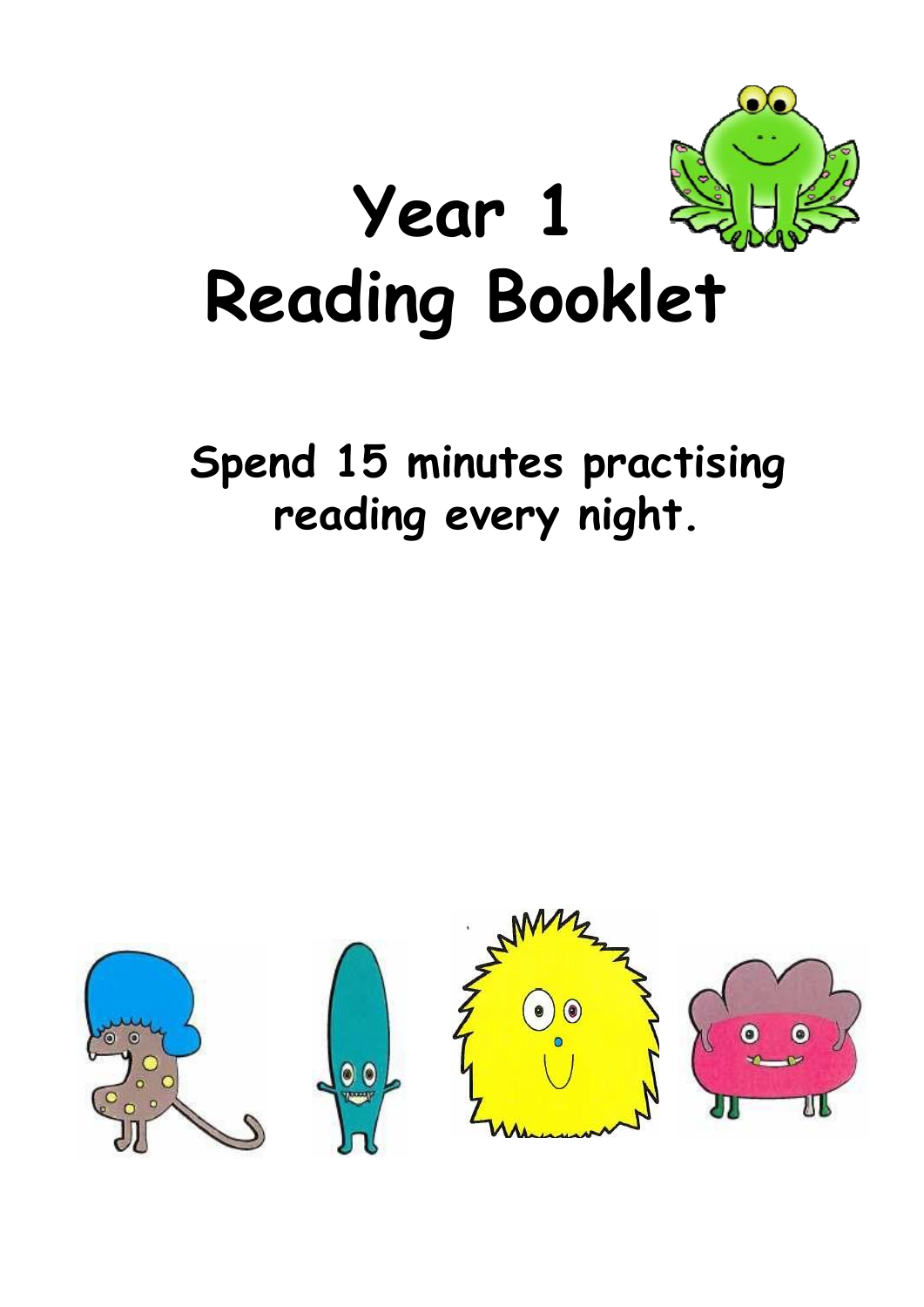# Year 1 Reading Booklet

**Spend 15 minutes practising reading every night.**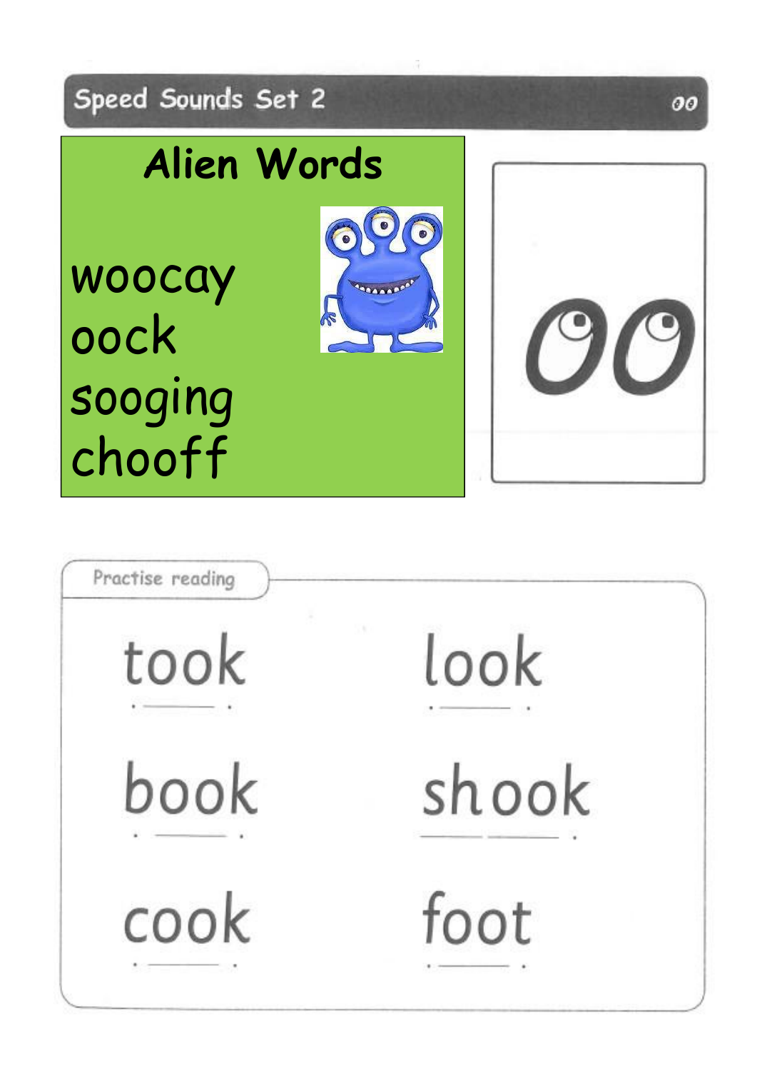## Speed Sounds Set 2

oo

### Alien Words

woocay
oock
sooging
chooff

oo

**Practise reading**

took
look
book
shook
cook
foot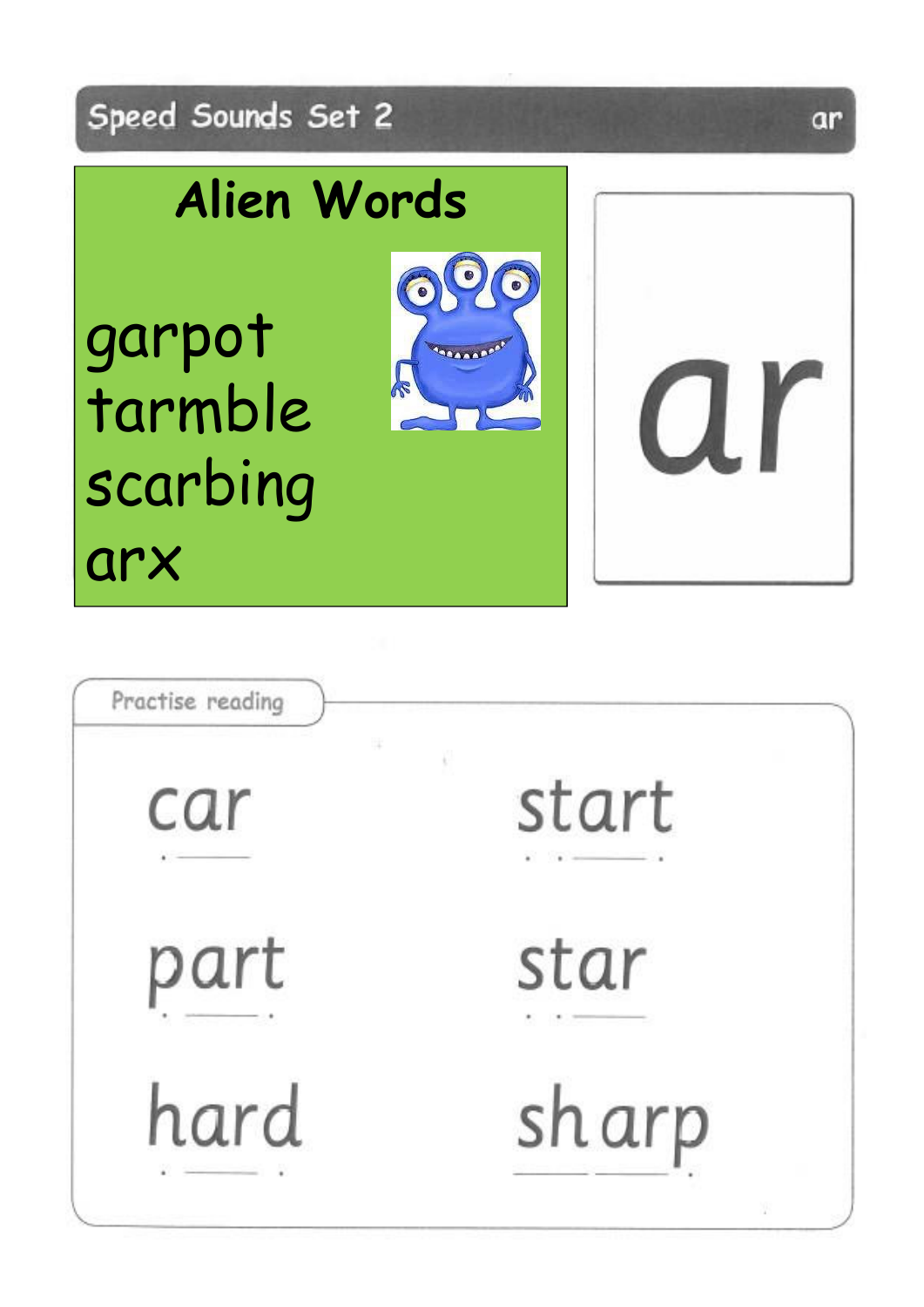Speed Sounds Set 2 — ar

## Alien Words

garpot
tarmble
scarbing
arx

ar

### Practise reading

car
start
part
star
hard
sharp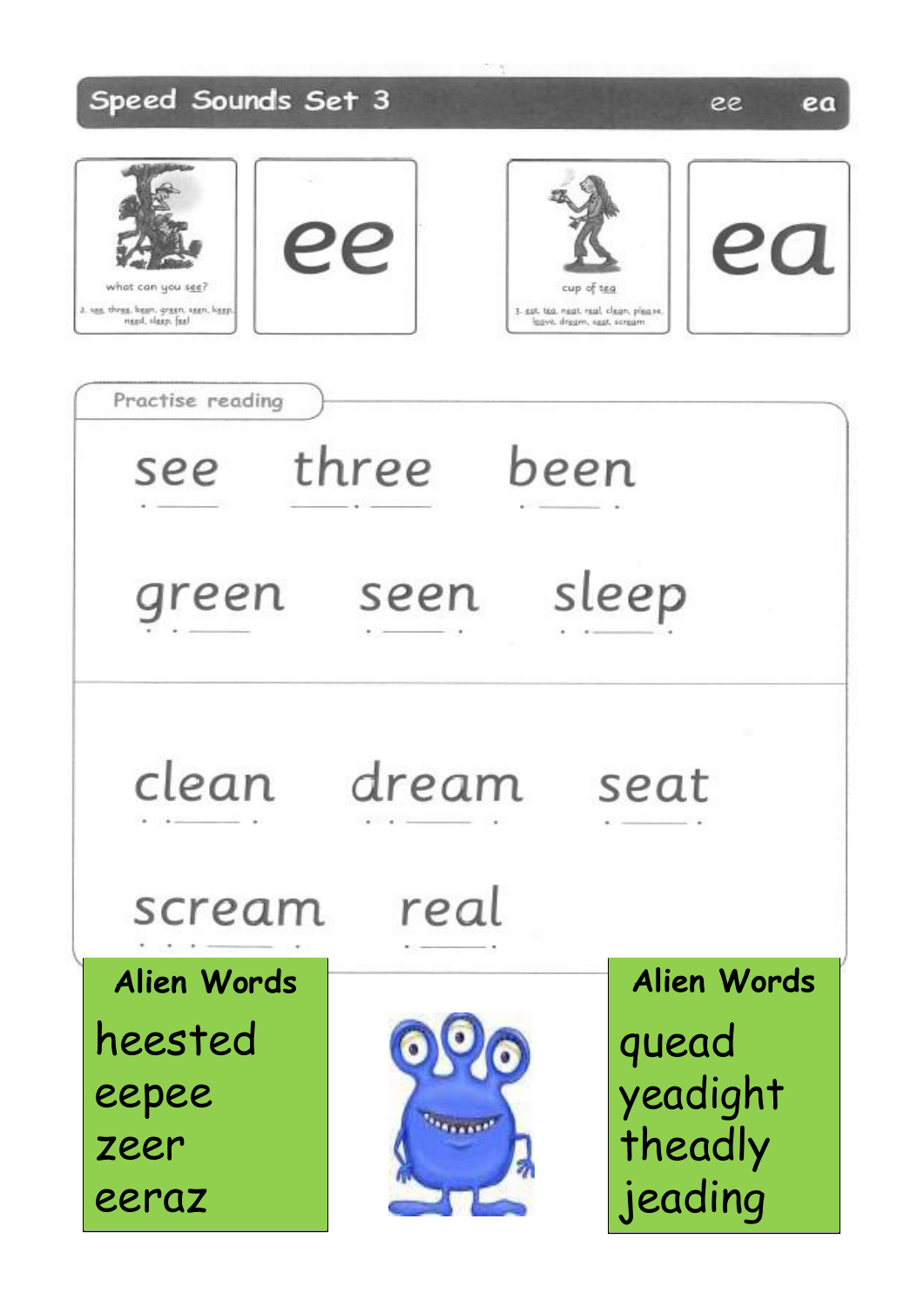## Speed Sounds Set 3

ee ea

what can you see?

2. see, three, been, green, seen, keep, need, sleep, feel

**ee**

cup of tea

3. eat, tea, neat, real, clean, please, leave, dream, seat, scream

**ea**

### Practise reading

see three been

green seen sleep

clean dream seat

scream real

### Alien Words

heested
eepee
zeer
eeraz

### Alien Words

quead
yeadight
theadly
jeading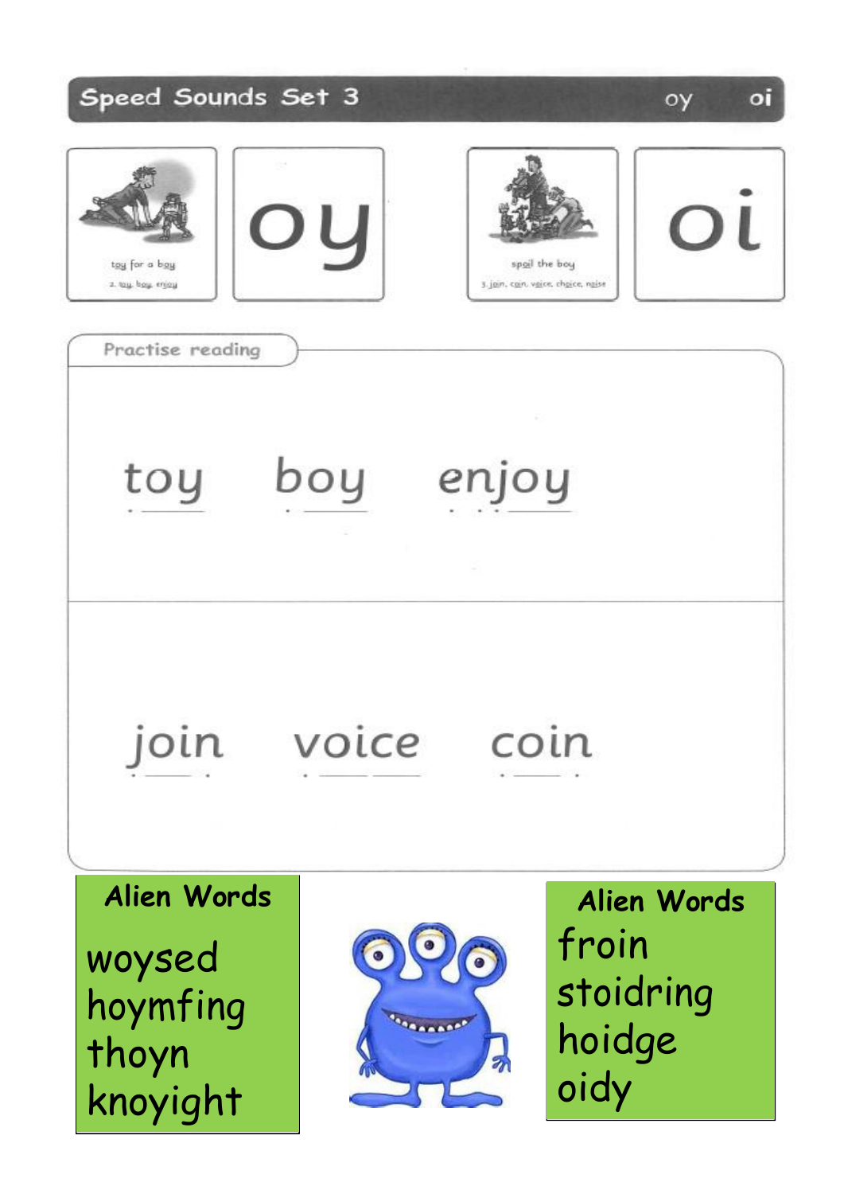## Speed Sounds Set 3 oy oi

oy

toy for a boy

2. toy, boy, enjoy

oi

spoil the boy

3. join, coin, voice, choice, noise

### Practise reading

toy boy enjoy

join voice coin

**Alien Words**

woysed
hoymfing
thoyn
knoyight

**Alien Words**

froin
stoidring
hoidge
oidy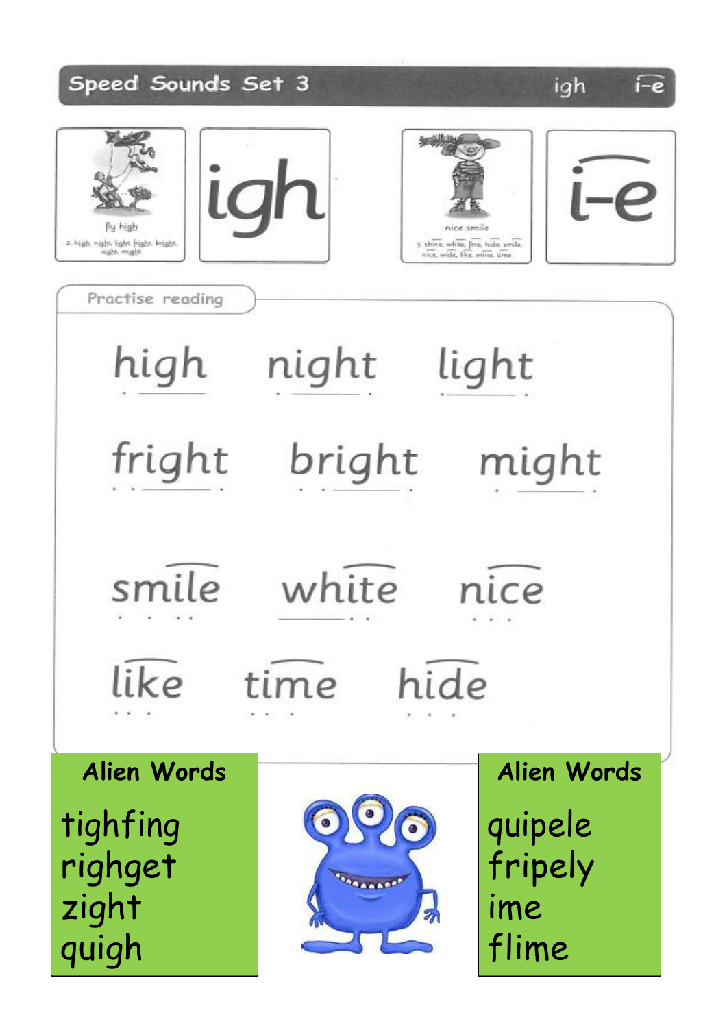# Speed Sounds Set 3 igh i-e

igh

fly high

2. high, night, light, fright, bright, sight, might

i-e

nice smile

3. shine, white, fine, hide, smile, nice, wide, like, mine, time

## Practise reading

high night light

fright bright might

smile white nice

like time hide

### Alien Words

tighfing
righget
zight
quigh

### Alien Words

quipele
fripely
ime
flime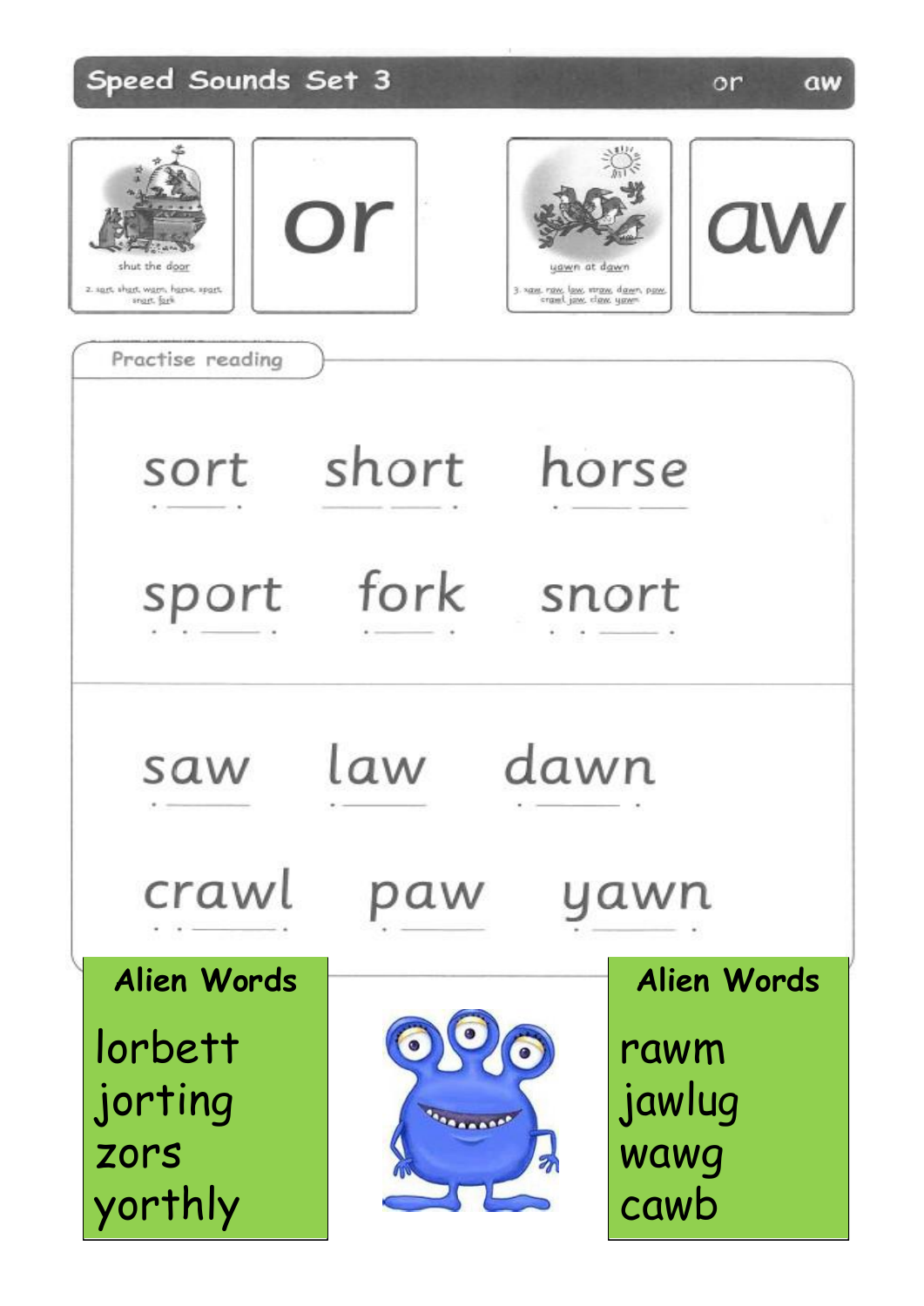## Speed Sounds Set 3 — or aw

shut the door

2. sort, short, warn, horse, sport, snort, fork

**or**

yawn at dawn

3. saw, raw, law, straw, dawn, paw, crawl, jaw, claw, yawn

**aw**

### Practise reading

sort short horse

sport fork snort

saw law dawn

crawl paw yawn

### Alien Words

lorbett
jorting
zors
yorthly

### Alien Words

rawm
jawlug
wawg
cawb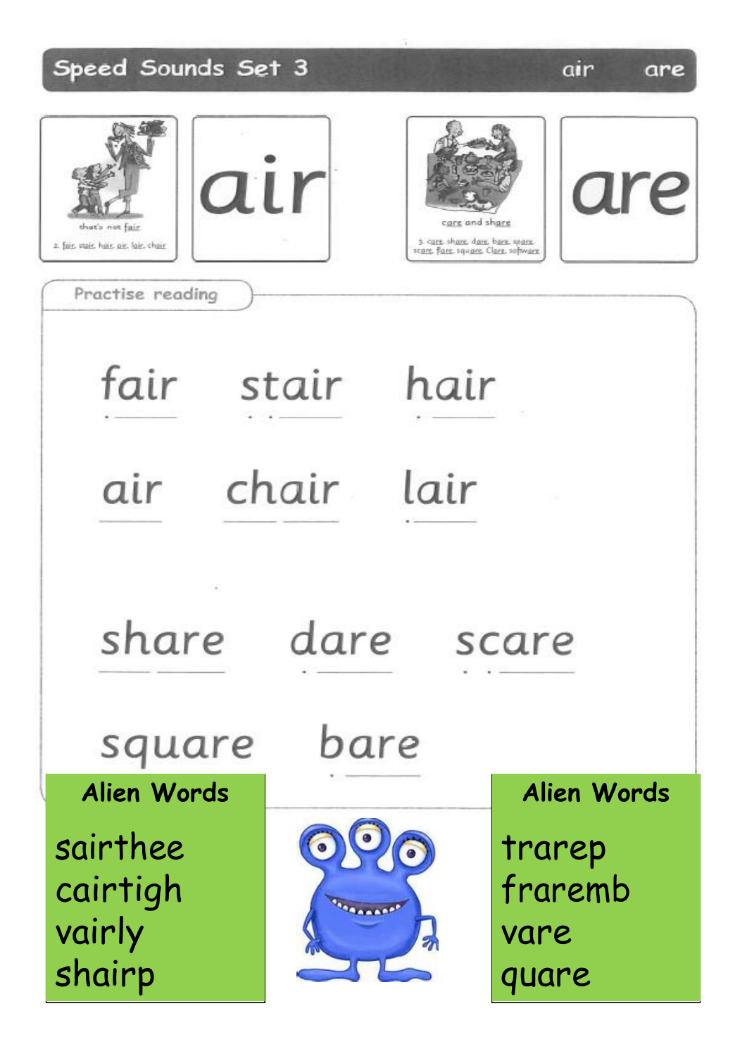# Speed Sounds Set 3

air are

that's not fair

2. fair, stair, hair, air, lair, chair

air

care and share

3. care, share, dare, bare, spare, scare, fare, square, Clare, software

are

## Practise reading

fair stair hair

air chair lair

share dare scare

square bare

### Alien Words

sairthee
cairtigh
vairly
shairp

### Alien Words

trarep
framemb
vare
quare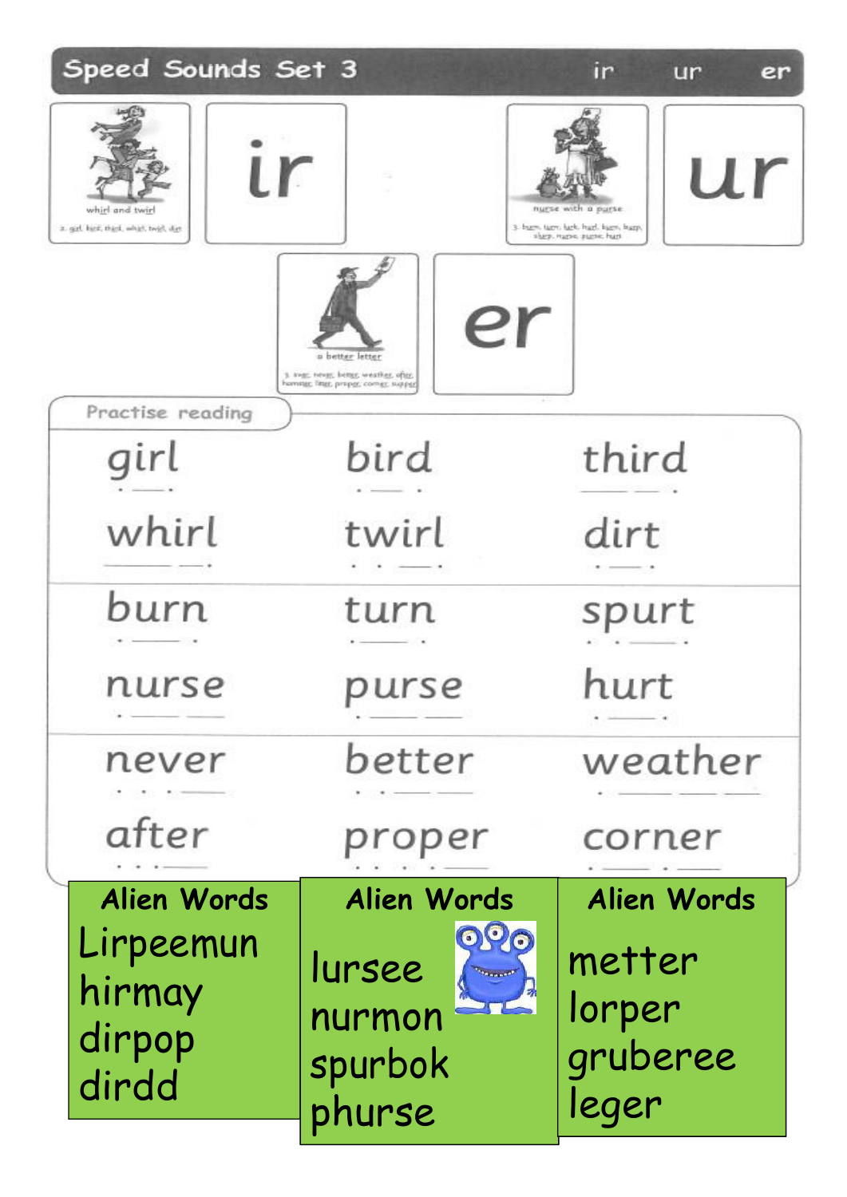# Speed Sounds Set 3

ir ur er

ir

whirl and twirl

3. girl, bird, third, whirl, twirl, dirt

ur

nurse with a purse

3. burn, turn, hurt, hurl, burst, hurry, ... nurse, purse, hurt

er

a better letter

3. ever, never, better, weather, after, hammer, litter, proper, corner, supper

## Practise reading

| | | |
|---|---|---|
| girl | bird | third |
| whirl | twirl | dirt |
| burn | turn | spurt |
| nurse | purse | hurt |
| never | better | weather |
| after | proper | corner |

| Alien Words | Alien Words | Alien Words |
|---|---|---|
| Lirpeemun | lursee | metter |
| hirmay | nurmon | lorper |
| dirpop | spurbok | gruberee |
| dirdd | phurse | leger |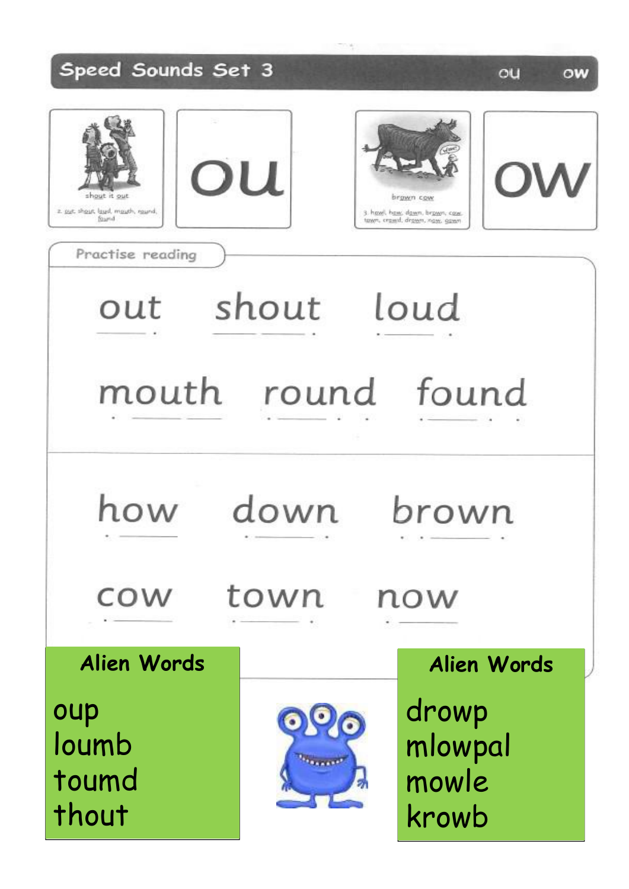# Speed Sounds Set 3

ou ow

**ou**

shout it out

2 out, shout, loud, mouth, round, found

**ow**

brown cow

3 howl, how, down, brown, cow, town, crowd, drown, now, gown

## Practise reading

out shout loud

mouth round found

how down brown

cow town now

### Alien Words

oup
loumb
toumd
thout

### Alien Words

drowp
mlowpal
mowle
krowb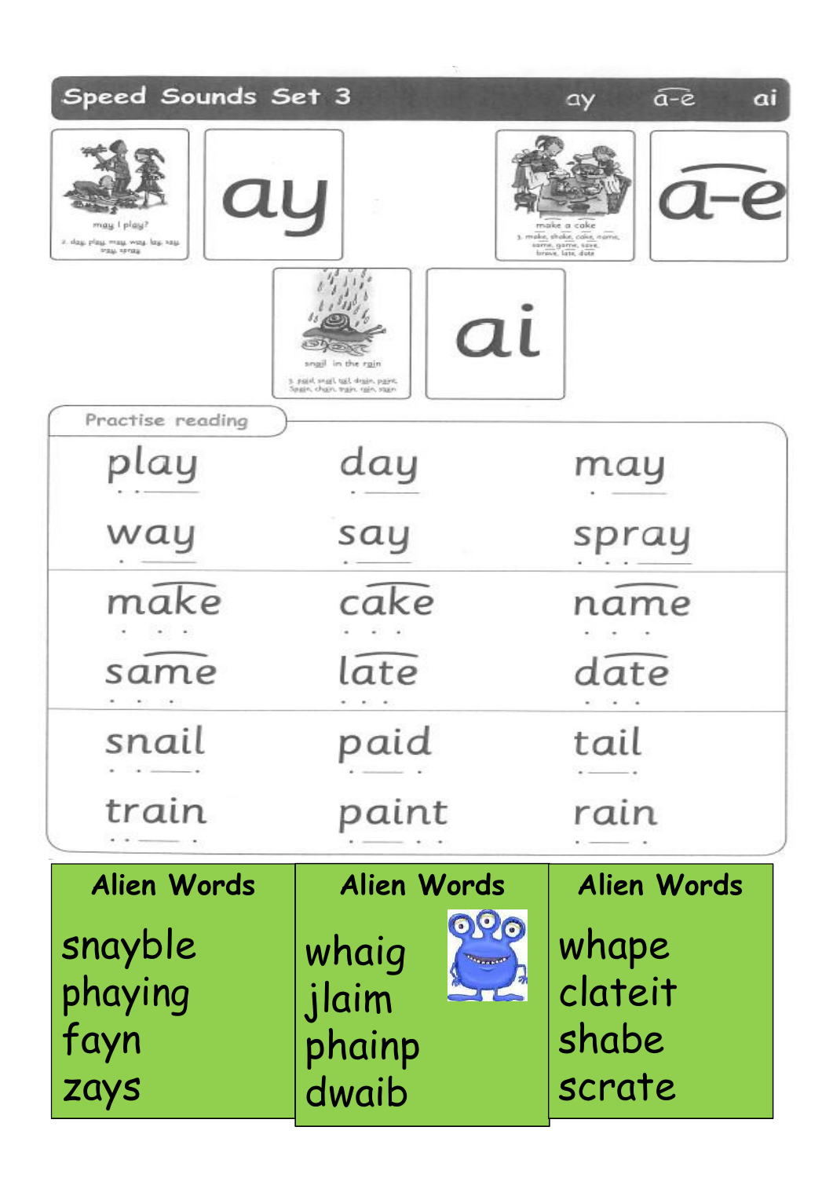## Speed Sounds Set 3

ay a-e ai

ay

may I play?

2. day, play, may, way, lay, say, stay, spray

a-e

make a cake

3. make, shake, cake, name, same, game, save, brave, late, date

ai

snail in the rain

3. paid, snail, tail, drain, paint, Spain, chain, train, rain, stain

### Practise reading

| | | |
|---|---|---|
| play | day | may |
| way | say | spray |
| make | cake | name |
| same | late | date |
| snail | paid | tail |
| train | paint | rain |

| Alien Words | Alien Words | Alien Words |
|---|---|---|
| snayble | whaig | whape |
| phaying | jlaim | clateit |
| fayn | phainp | shabe |
| zays | dwaib | scrate |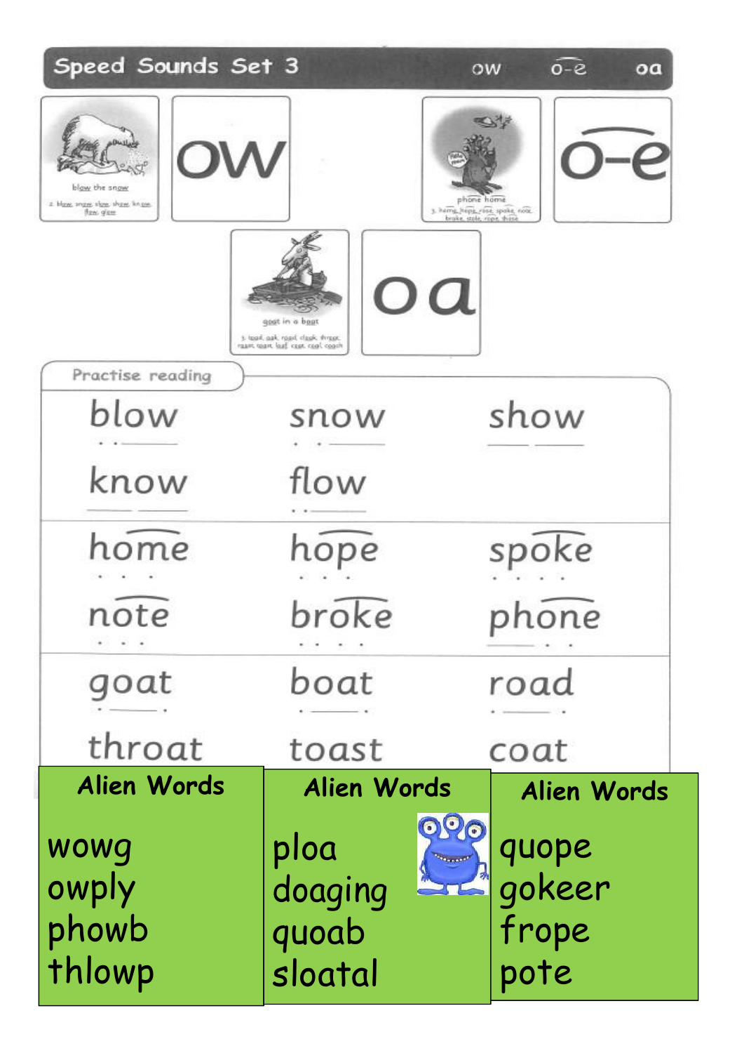## Speed Sounds Set 3

ow   o-e   oa

ow

blow the snow

2. blow, snow, slow, show, know, flow, glow

o-e

phone home

3. home, hope, rose, spoke, note, broke, stole, rope, those

oa

goat in a boat

3. toad, oak, road, cloak, throat, roast, soap, loaf, coat, coal, coach

### Practise reading

| | | |
|---|---|---|
| blow | snow | show |
| know | flow | |
| home | hope | spoke |
| note | broke | phone |
| goat | boat | road |
| throat | toast | coat |

| Alien Words | Alien Words | Alien Words |
|---|---|---|
| wowg | ploa | quope |
| owply | doaging | gokeer |
| phowb | quoab | frope |
| thlowp | sloatal | pote |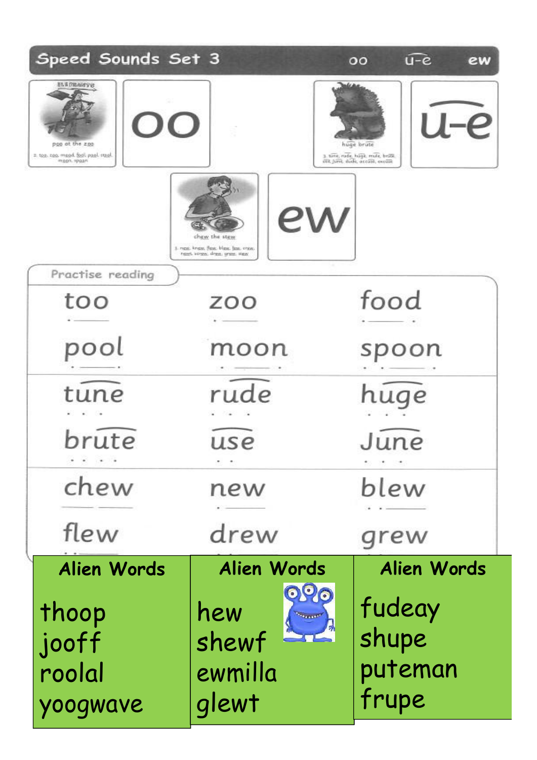## Speed Sounds Set 3

oo  u-e  ew

poo at the zoo

2. too, zoo, mood, fool, pool, stool, moon, spoon

oo

huge brute

3. tune, rude, huge, mule, brute, use, June, dude, accuse, excuse

u-e

chew the stew

3. new, knew, flew, blew, few, crew, newt, screw, drew, grew, stew

ew

### Practise reading

| | | |
|---|---|---|
| too | zoo | food |
| pool | moon | spoon |
| tune | rude | huge |
| brute | use | June |
| chew | new | blew |
| flew | drew | grew |

| Alien Words | Alien Words | Alien Words |
|---|---|---|
| thoop | hew | fudeay |
| jooff | shewf | shupe |
| roolal | ewmilla | puteman |
| yoogwave | glewt | frupe |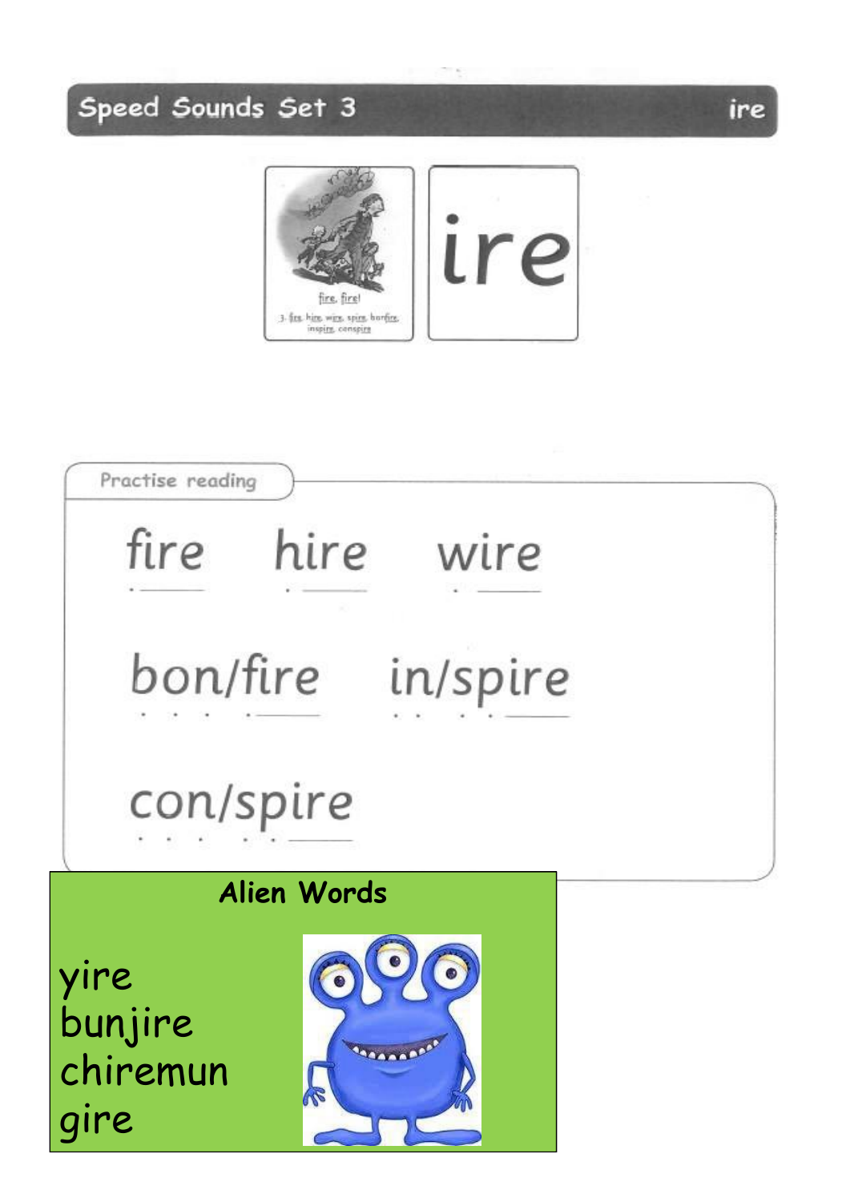## Speed Sounds Set 3 ire

fire, fire!

3. fire, hire, wire, spire, bonfire, inspire, conspire

ire

### Practise reading

fire hire wire

bon/fire in/spire

con/spire

### Alien Words

yire
bunjire
chiremun
gire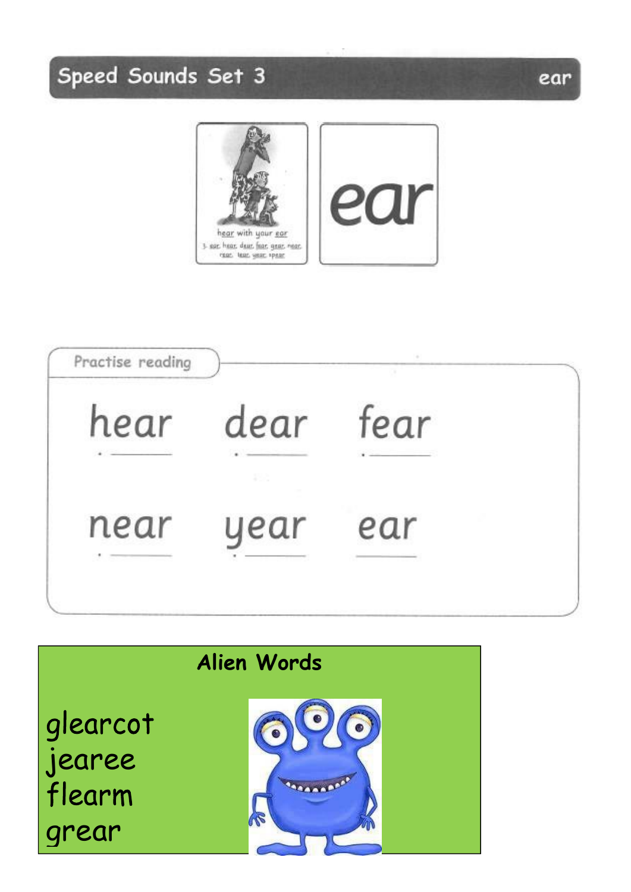# Speed Sounds Set 3

ear

hear with your ear

3- ear, hear, dear, fear, gear, near, rear, tear, year, spear

ear

## Practise reading

hear dear fear

near year ear

## Alien Words

gleacot
jearee
flearm
grear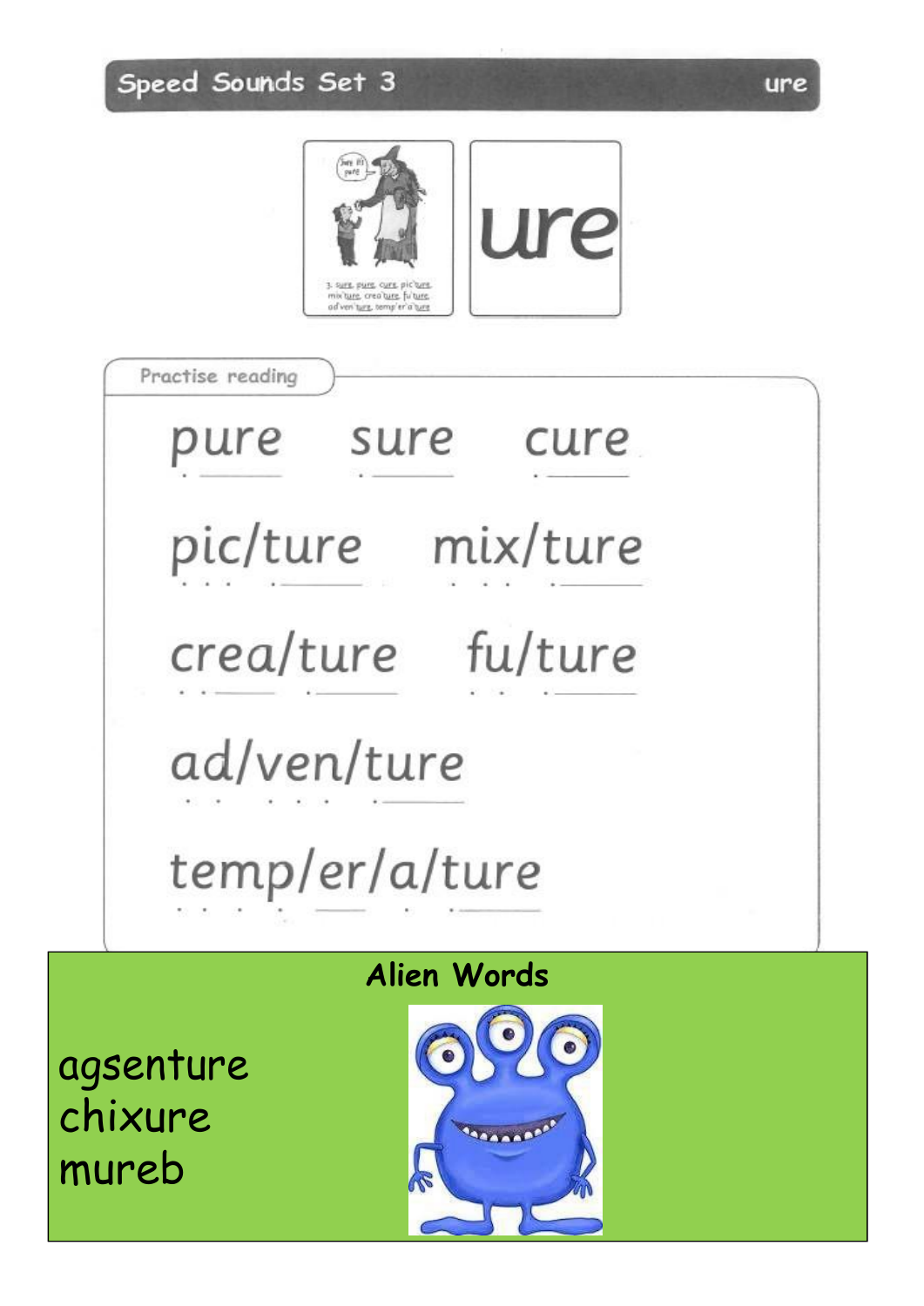## Speed Sounds Set 3 — ure

ure

### Practise reading

pure sure cure

pic/ture mix/ture

crea/ture fu/ture

ad/ven/ture

temp/er/a/ture

### Alien Words

agsenture
chixure
mureb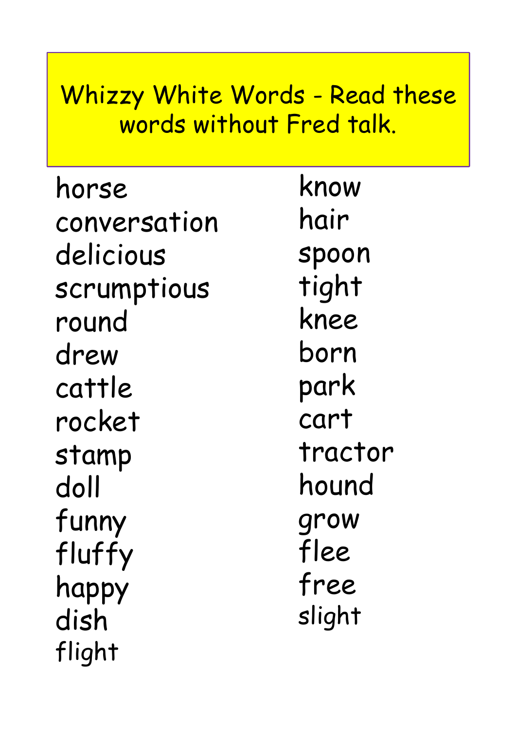# Whizzy White Words - Read these words without Fred talk.

horse
conversation
delicious
scrumptious
round
drew
cattle
rocket
stamp
doll
funny
fluffy
happy
dish
flight
know
hair
spoon
tight
knee
born
park
cart
tractor
hound
grow
flee
free
slight